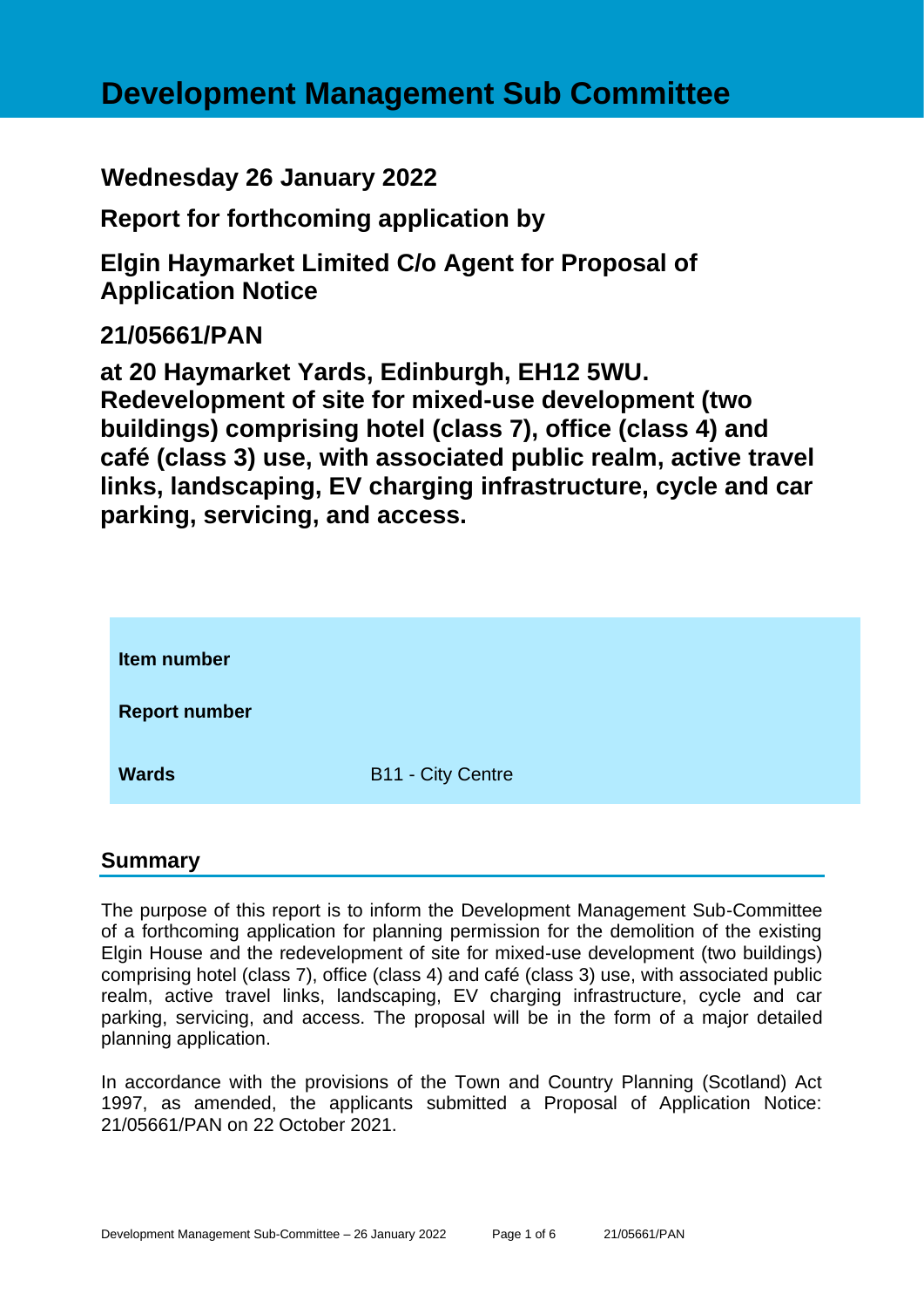# Development Management Sub Committee

## Wednesday 26 January 2022

## Report for forthcoming application by

## Elgin Haymarket Limited C/o Agent for Proposal of Application Notice

## 21/05661/PAN

## at 20 Haymarket Yards, Edinburgh, EH12 5WU. Redevelopment of site for mixed-use development (two buildings) comprising hotel (class 7), office (class 4) and café (class 3) use, with associated public realm, active travel links, landscaping, EV charging infrastructure, cycle and car parking, servicing, and access.

| | |
|---|---|
| **Item number** | |
| **Report number** | |
| **Wards** | B11 - City Centre |

## Summary

The purpose of this report is to inform the Development Management Sub-Committee of a forthcoming application for planning permission for the demolition of the existing Elgin House and the redevelopment of site for mixed-use development (two buildings) comprising hotel (class 7), office (class 4) and café (class 3) use, with associated public realm, active travel links, landscaping, EV charging infrastructure, cycle and car parking, servicing, and access. The proposal will be in the form of a major detailed planning application.

In accordance with the provisions of the Town and Country Planning (Scotland) Act 1997, as amended, the applicants submitted a Proposal of Application Notice: 21/05661/PAN on 22 October 2021.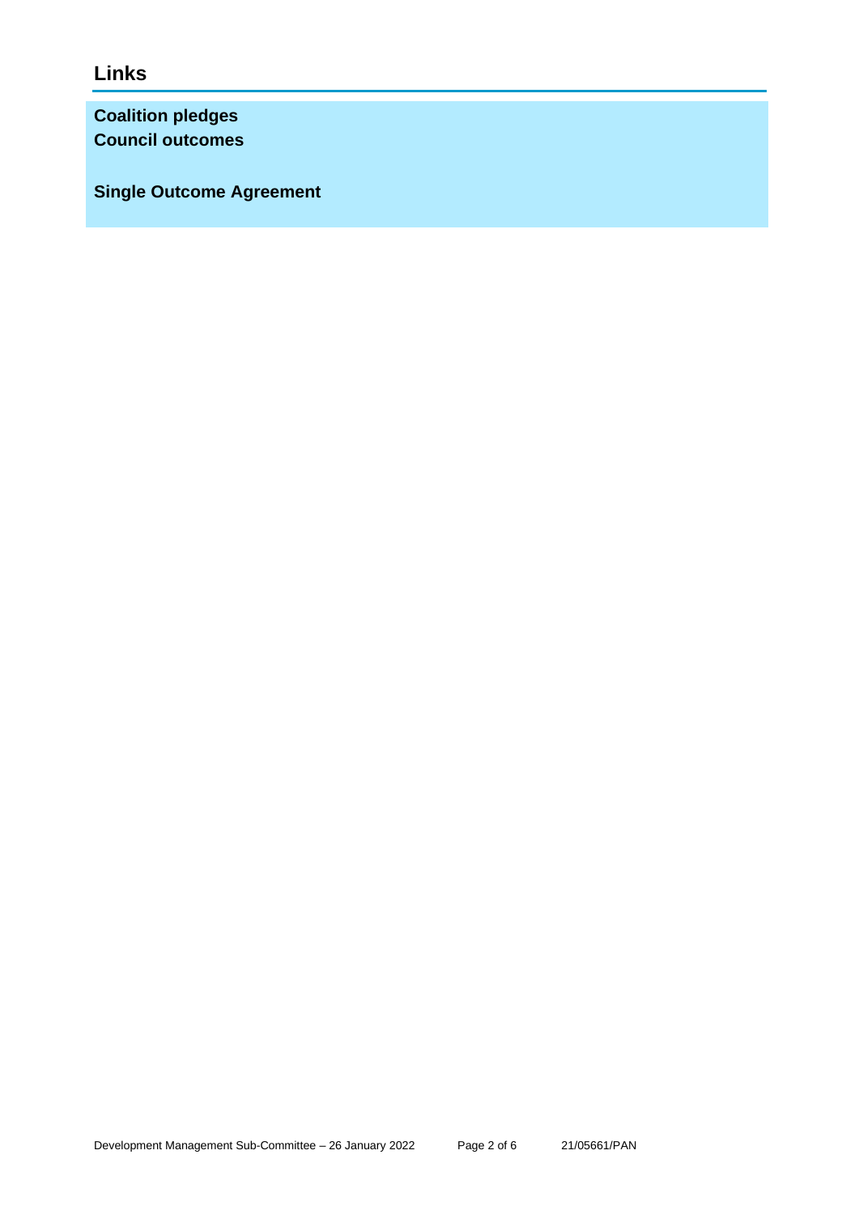## Links

**Coalition pledges**
**Council outcomes**

**Single Outcome Agreement**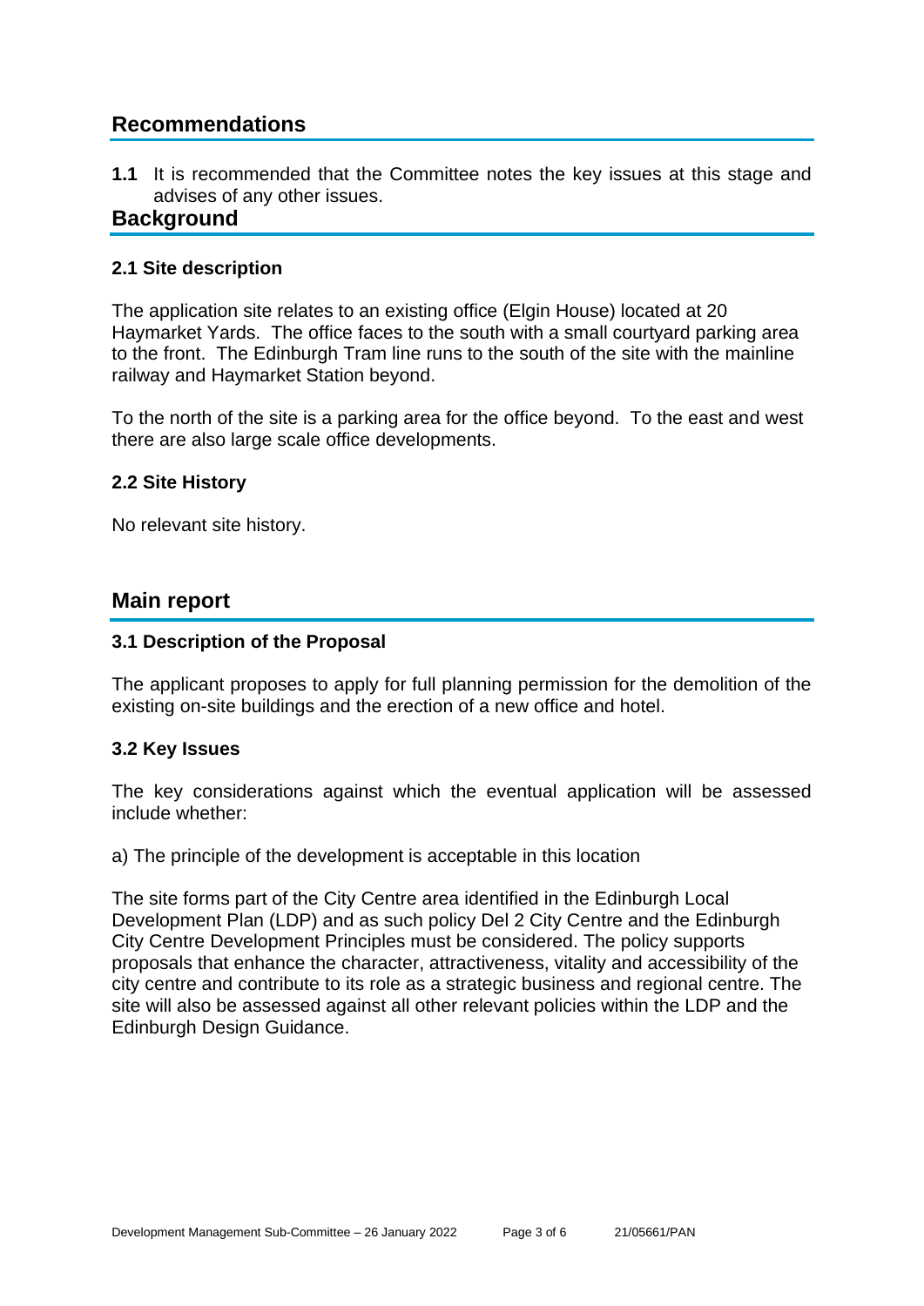## Recommendations

**1.1** It is recommended that the Committee notes the key issues at this stage and advises of any other issues.

## Background

### 2.1 Site description

The application site relates to an existing office (Elgin House) located at 20 Haymarket Yards. The office faces to the south with a small courtyard parking area to the front. The Edinburgh Tram line runs to the south of the site with the mainline railway and Haymarket Station beyond.

To the north of the site is a parking area for the office beyond. To the east and west there are also large scale office developments.

### 2.2 Site History

No relevant site history.

## Main report

### 3.1 Description of the Proposal

The applicant proposes to apply for full planning permission for the demolition of the existing on-site buildings and the erection of a new office and hotel.

### 3.2 Key Issues

The key considerations against which the eventual application will be assessed include whether:

a) The principle of the development is acceptable in this location

The site forms part of the City Centre area identified in the Edinburgh Local Development Plan (LDP) and as such policy Del 2 City Centre and the Edinburgh City Centre Development Principles must be considered. The policy supports proposals that enhance the character, attractiveness, vitality and accessibility of the city centre and contribute to its role as a strategic business and regional centre. The site will also be assessed against all other relevant policies within the LDP and the Edinburgh Design Guidance.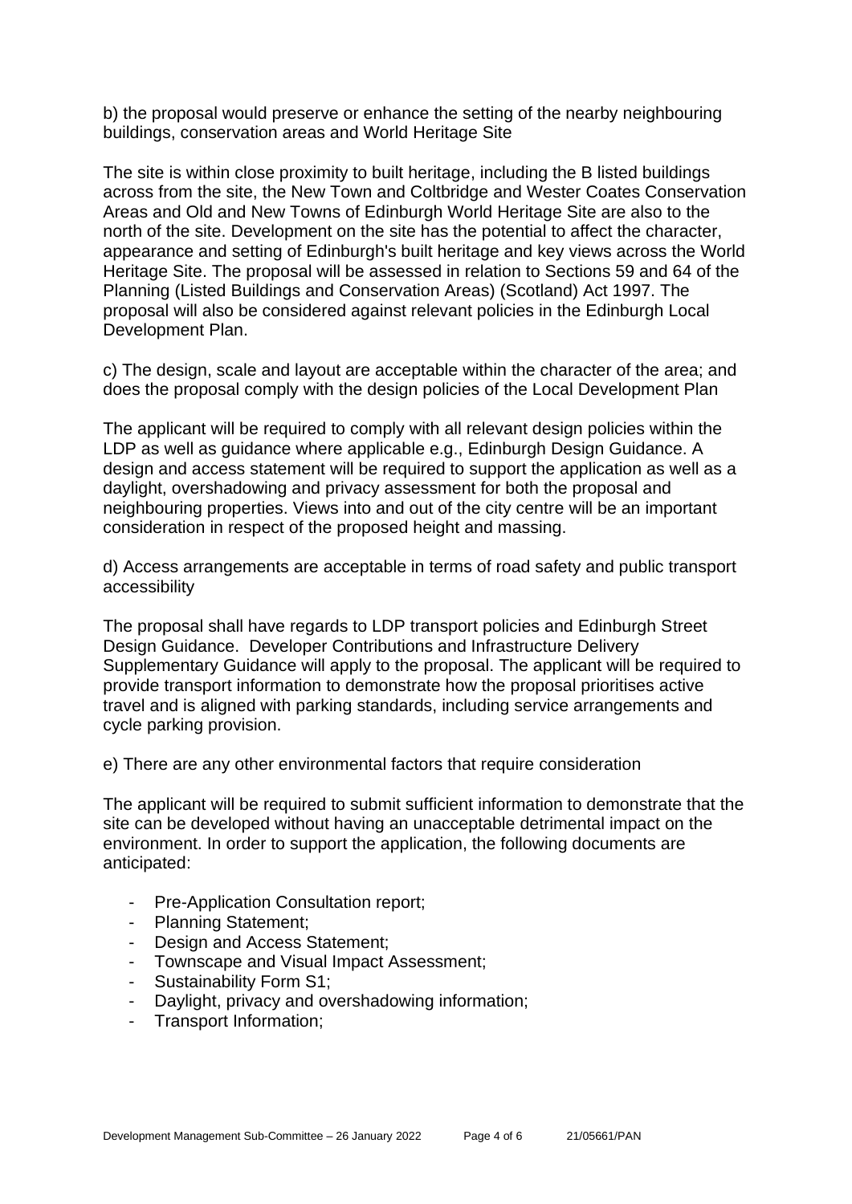b) the proposal would preserve or enhance the setting of the nearby neighbouring buildings, conservation areas and World Heritage Site

The site is within close proximity to built heritage, including the B listed buildings across from the site, the New Town and Coltbridge and Wester Coates Conservation Areas and Old and New Towns of Edinburgh World Heritage Site are also to the north of the site. Development on the site has the potential to affect the character, appearance and setting of Edinburgh's built heritage and key views across the World Heritage Site. The proposal will be assessed in relation to Sections 59 and 64 of the Planning (Listed Buildings and Conservation Areas) (Scotland) Act 1997. The proposal will also be considered against relevant policies in the Edinburgh Local Development Plan.

c) The design, scale and layout are acceptable within the character of the area; and does the proposal comply with the design policies of the Local Development Plan

The applicant will be required to comply with all relevant design policies within the LDP as well as guidance where applicable e.g., Edinburgh Design Guidance. A design and access statement will be required to support the application as well as a daylight, overshadowing and privacy assessment for both the proposal and neighbouring properties. Views into and out of the city centre will be an important consideration in respect of the proposed height and massing.

d) Access arrangements are acceptable in terms of road safety and public transport accessibility

The proposal shall have regards to LDP transport policies and Edinburgh Street Design Guidance. Developer Contributions and Infrastructure Delivery Supplementary Guidance will apply to the proposal. The applicant will be required to provide transport information to demonstrate how the proposal prioritises active travel and is aligned with parking standards, including service arrangements and cycle parking provision.

e) There are any other environmental factors that require consideration

The applicant will be required to submit sufficient information to demonstrate that the site can be developed without having an unacceptable detrimental impact on the environment. In order to support the application, the following documents are anticipated:

- Pre-Application Consultation report;
- Planning Statement;
- Design and Access Statement;
- Townscape and Visual Impact Assessment;
- Sustainability Form S1;
- Daylight, privacy and overshadowing information;
- Transport Information;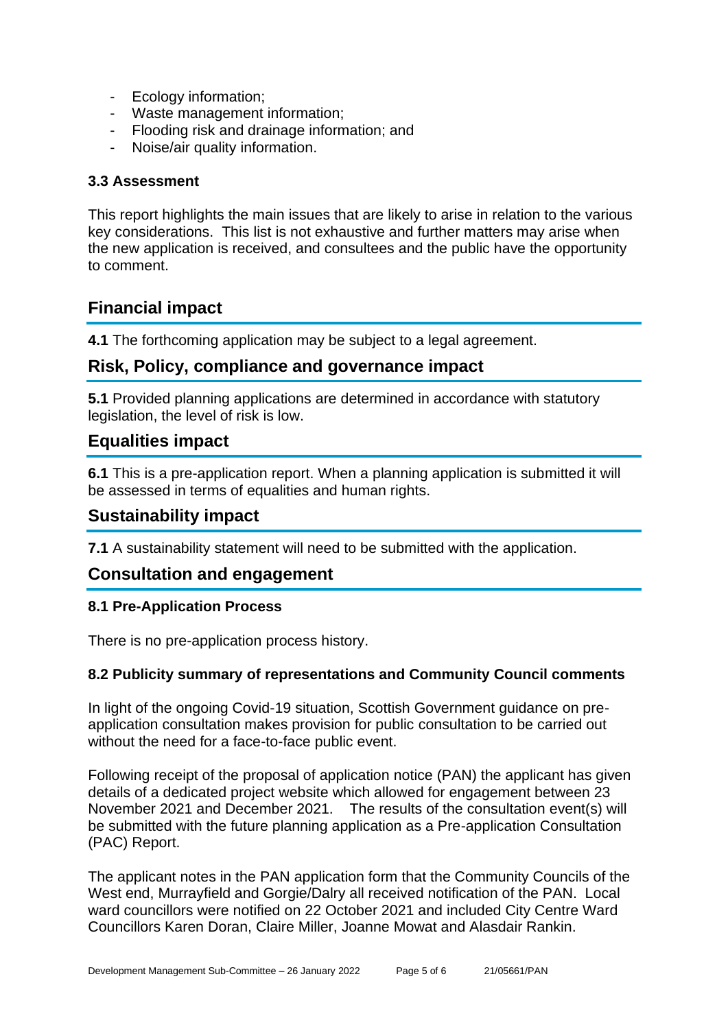- Ecology information;
- Waste management information;
- Flooding risk and drainage information; and
- Noise/air quality information.

### 3.3 Assessment

This report highlights the main issues that are likely to arise in relation to the various key considerations. This list is not exhaustive and further matters may arise when the new application is received, and consultees and the public have the opportunity to comment.

## Financial impact

**4.1** The forthcoming application may be subject to a legal agreement.

## Risk, Policy, compliance and governance impact

**5.1** Provided planning applications are determined in accordance with statutory legislation, the level of risk is low.

## Equalities impact

**6.1** This is a pre-application report. When a planning application is submitted it will be assessed in terms of equalities and human rights.

## Sustainability impact

**7.1** A sustainability statement will need to be submitted with the application.

## Consultation and engagement

### 8.1 Pre-Application Process

There is no pre-application process history.

### 8.2 Publicity summary of representations and Community Council comments

In light of the ongoing Covid-19 situation, Scottish Government guidance on pre-application consultation makes provision for public consultation to be carried out without the need for a face-to-face public event.

Following receipt of the proposal of application notice (PAN) the applicant has given details of a dedicated project website which allowed for engagement between 23 November 2021 and December 2021. The results of the consultation event(s) will be submitted with the future planning application as a Pre-application Consultation (PAC) Report.

The applicant notes in the PAN application form that the Community Councils of the West end, Murrayfield and Gorgie/Dalry all received notification of the PAN. Local ward councillors were notified on 22 October 2021 and included City Centre Ward Councillors Karen Doran, Claire Miller, Joanne Mowat and Alasdair Rankin.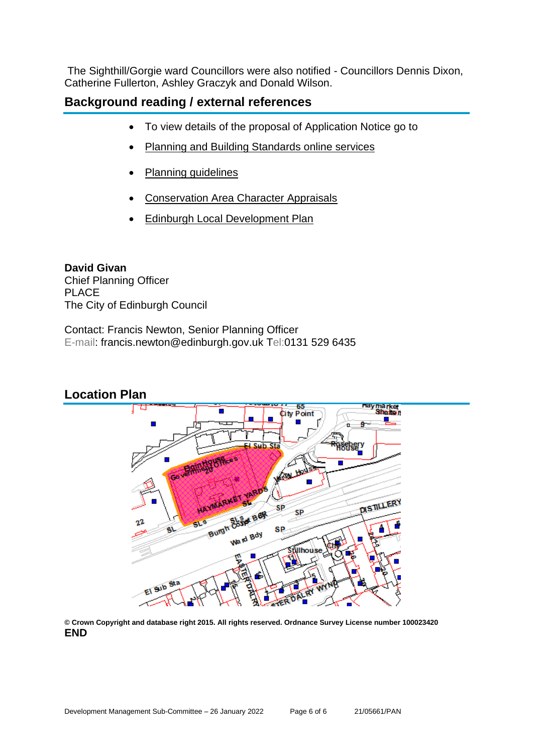The Sighthill/Gorgie ward Councillors were also notified - Councillors Dennis Dixon, Catherine Fullerton, Ashley Graczyk and Donald Wilson.

## Background reading / external references

- To view details of the proposal of Application Notice go to
- Planning and Building Standards online services
- Planning guidelines
- Conservation Area Character Appraisals
- Edinburgh Local Development Plan

**David Givan**
Chief Planning Officer
PLACE
The City of Edinburgh Council

Contact: Francis Newton, Senior Planning Officer
E-mail: francis.newton@edinburgh.gov.uk Tel:0131 529 6435

## Location Plan

**© Crown Copyright and database right 2015. All rights reserved. Ordnance Survey License number 100023420**

**END**